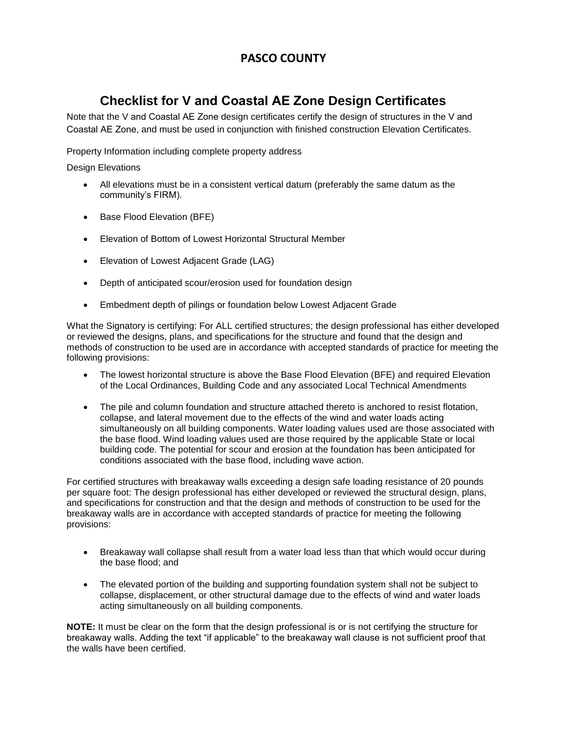# PASCO COUNTY

## Checklist for V and Coastal AE Zone Design Certificates

Note that the V and Coastal AE Zone design certificates certify the design of structures in the V and Coastal AE Zone, and must be used in conjunction with finished construction Elevation Certificates.

Property Information including complete property address

Design Elevations

- All elevations must be in a consistent vertical datum (preferably the same datum as the community's FIRM).
- Base Flood Elevation (BFE)
- Elevation of Bottom of Lowest Horizontal Structural Member
- Elevation of Lowest Adjacent Grade (LAG)
- Depth of anticipated scour/erosion used for foundation design
- Embedment depth of pilings or foundation below Lowest Adjacent Grade

What the Signatory is certifying: For ALL certified structures; the design professional has either developed or reviewed the designs, plans, and specifications for the structure and found that the design and methods of construction to be used are in accordance with accepted standards of practice for meeting the following provisions:

- The lowest horizontal structure is above the Base Flood Elevation (BFE) and required Elevation of the Local Ordinances, Building Code and any associated Local Technical Amendments
- The pile and column foundation and structure attached thereto is anchored to resist flotation, collapse, and lateral movement due to the effects of the wind and water loads acting simultaneously on all building components. Water loading values used are those associated with the base flood. Wind loading values used are those required by the applicable State or local building code. The potential for scour and erosion at the foundation has been anticipated for conditions associated with the base flood, including wave action.

For certified structures with breakaway walls exceeding a design safe loading resistance of 20 pounds per square foot: The design professional has either developed or reviewed the structural design, plans, and specifications for construction and that the design and methods of construction to be used for the breakaway walls are in accordance with accepted standards of practice for meeting the following provisions:

- Breakaway wall collapse shall result from a water load less than that which would occur during the base flood; and
- The elevated portion of the building and supporting foundation system shall not be subject to collapse, displacement, or other structural damage due to the effects of wind and water loads acting simultaneously on all building components.

**NOTE:** It must be clear on the form that the design professional is or is not certifying the structure for breakaway walls. Adding the text "if applicable" to the breakaway wall clause is not sufficient proof that the walls have been certified.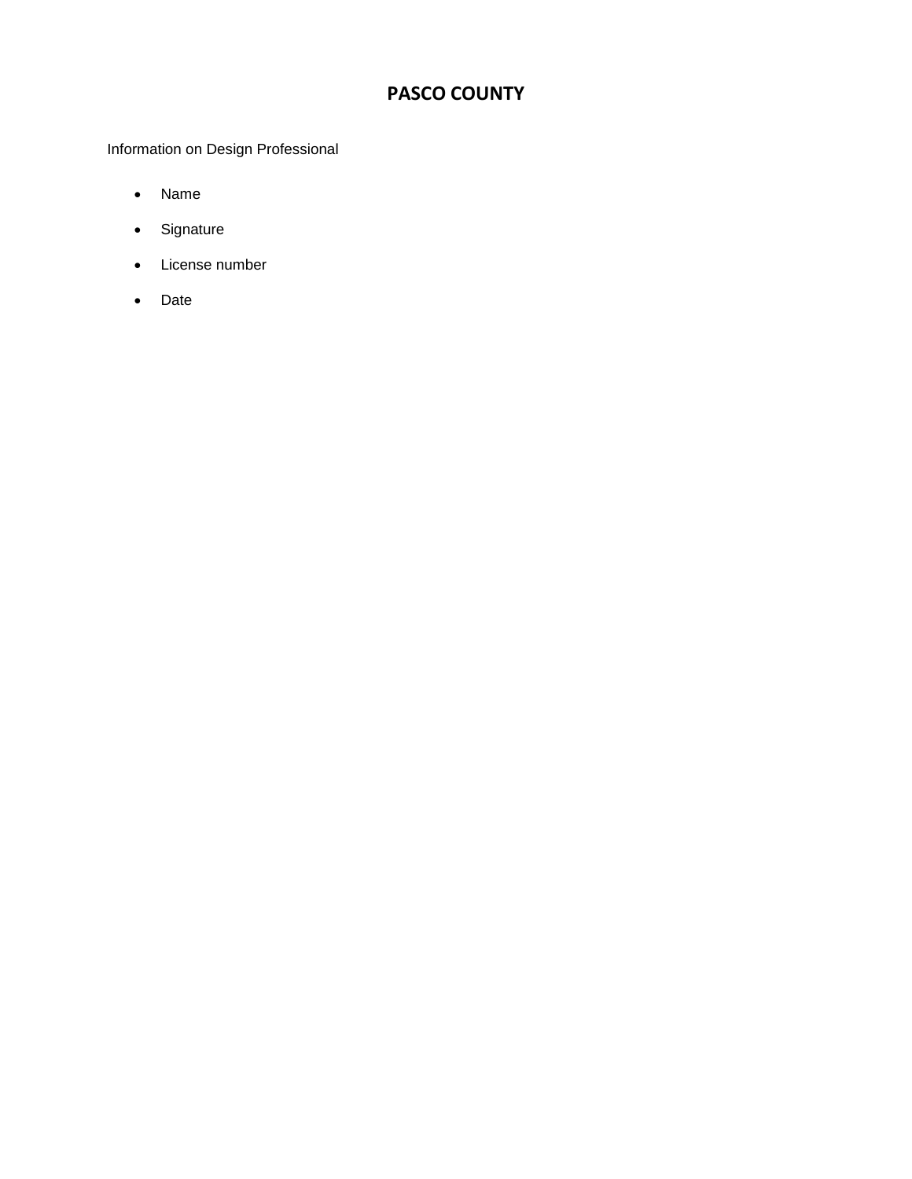# PASCO COUNTY

Information on Design Professional

- Name
- Signature
- License number
- Date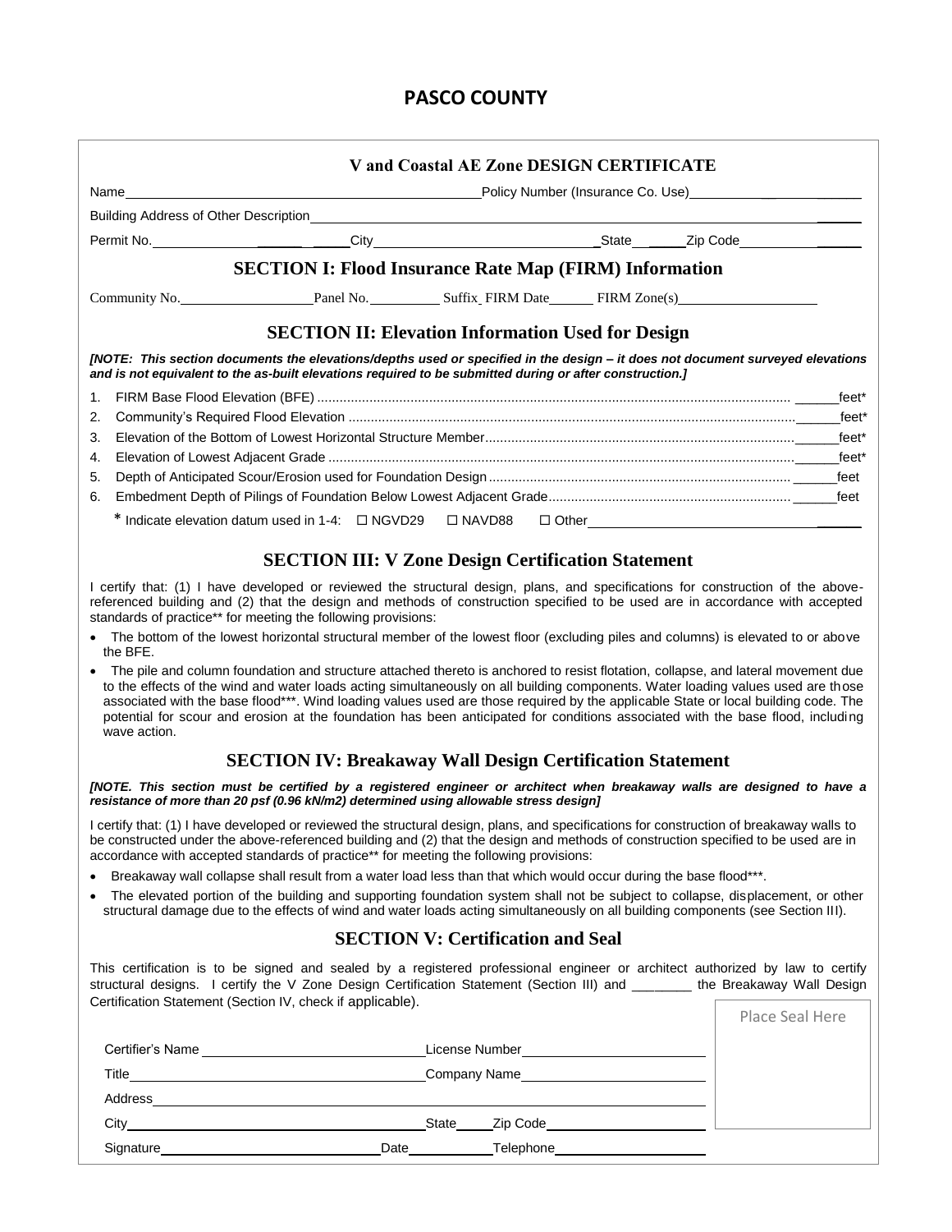# PASCO COUNTY

## V and Coastal AE Zone DESIGN CERTIFICATE

Name\_\_\_\_\_\_\_\_\_\_\_\_\_\_\_\_\_\_\_\_\_\_\_\_\_\_\_\_\_\_\_\_\_\_\_\_\_\_\_\_ Policy Number (Insurance Co. Use)\_\_\_\_\_\_\_\_\_\_\_\_\_\_\_\_\_\_\_\_

Building Address of Other Description\_\_\_\_\_\_\_\_\_\_\_\_\_\_\_\_\_\_\_\_\_\_\_\_\_\_\_\_\_\_\_\_\_\_\_\_\_\_\_\_\_\_\_\_\_\_\_\_\_\_\_\_\_\_\_\_

Permit No.\_\_\_\_\_\_\_\_\_\_\_\_\_\_\_\_\_\_\_\_ City\_\_\_\_\_\_\_\_\_\_\_\_\_\_\_\_\_\_\_\_\_\_\_\_\_\_ State\_\_\_\_\_ Zip Code\_\_\_\_\_\_\_\_\_\_\_\_\_\_\_\_

## SECTION I: Flood Insurance Rate Map (FIRM) Information

Community No.\_\_\_\_\_\_\_\_\_\_\_\_\_\_\_\_ Panel No.\_\_\_\_\_\_\_\_\_ Suffix FIRM Date\_\_\_\_\_\_ FIRM Zone(s)\_\_\_\_\_\_\_\_\_\_\_\_\_\_\_\_\_\_\_\_

## SECTION II: Elevation Information Used for Design

***[NOTE: This section documents the elevations/depths used or specified in the design – it does not document surveyed elevations and is not equivalent to the as-built elevations required to be submitted during or after construction.]***

1. FIRM Base Flood Elevation (BFE) ............................................ \_\_\_\_\_\_feet*
2. Community's Required Flood Elevation ............................................ \_\_\_\_\_\_feet*
3. Elevation of the Bottom of Lowest Horizontal Structure Member ............................................ \_\_\_\_\_\_feet*
4. Elevation of Lowest Adjacent Grade ............................................ \_\_\_\_\_\_feet*
5. Depth of Anticipated Scour/Erosion used for Foundation Design ............................................ \_\_\_\_\_\_feet
6. Embedment Depth of Pilings of Foundation Below Lowest Adjacent Grade ............................................ \_\_\_\_\_\_feet

\* Indicate elevation datum used in 1-4: ☐ NGVD29 ☐ NAVD88 ☐ Other\_\_\_\_\_\_\_\_\_\_\_\_\_\_\_\_\_\_\_\_\_\_\_\_\_\_\_\_\_\_\_\_

## SECTION III: V Zone Design Certification Statement

I certify that: (1) I have developed or reviewed the structural design, plans, and specifications for construction of the above-referenced building and (2) that the design and methods of construction specified to be used are in accordance with accepted standards of practice** for meeting the following provisions:

- The bottom of the lowest horizontal structural member of the lowest floor (excluding piles and columns) is elevated to or above the BFE.
- The pile and column foundation and structure attached thereto is anchored to resist flotation, collapse, and lateral movement due to the effects of the wind and water loads acting simultaneously on all building components. Water loading values used are those associated with the base flood***. Wind loading values used are those required by the applicable State or local building code. The potential for scour and erosion at the foundation has been anticipated for conditions associated with the base flood, including wave action.

## SECTION IV: Breakaway Wall Design Certification Statement

***[NOTE. This section must be certified by a registered engineer or architect when breakaway walls are designed to have a resistance of more than 20 psf (0.96 kN/m2) determined using allowable stress design]***

I certify that: (1) I have developed or reviewed the structural design, plans, and specifications for construction of breakaway walls to be constructed under the above-referenced building and (2) that the design and methods of construction specified to be used are in accordance with accepted standards of practice** for meeting the following provisions:

- Breakaway wall collapse shall result from a water load less than that which would occur during the base flood***.
- The elevated portion of the building and supporting foundation system shall not be subject to collapse, displacement, or other structural damage due to the effects of wind and water loads acting simultaneously on all building components (see Section III).

## SECTION V: Certification and Seal

This certification is to be signed and sealed by a registered professional engineer or architect authorized by law to certify structural designs. I certify the V Zone Design Certification Statement (Section III) and \_\_\_\_\_\_\_\_ the Breakaway Wall Design Certification Statement (Section IV, check if applicable).

Place Seal Here

Certifier's Name\_\_\_\_\_\_\_\_\_\_\_\_\_\_\_\_\_\_\_\_\_\_\_\_\_\_ License Number\_\_\_\_\_\_\_\_\_\_\_\_\_\_\_\_\_\_\_\_\_\_

Title\_\_\_\_\_\_\_\_\_\_\_\_\_\_\_\_\_\_\_\_\_\_\_\_\_\_\_\_\_\_\_\_\_\_\_\_ Company Name\_\_\_\_\_\_\_\_\_\_\_\_\_\_\_\_\_\_\_\_\_\_

Address\_\_\_\_\_\_\_\_\_\_\_\_\_\_\_\_\_\_\_\_\_\_\_\_\_\_\_\_\_\_\_\_\_\_\_\_\_\_\_\_\_\_\_\_\_\_\_\_\_\_\_\_\_\_\_\_\_\_\_\_\_\_\_\_

City\_\_\_\_\_\_\_\_\_\_\_\_\_\_\_\_\_\_\_\_\_\_\_\_\_\_\_\_\_\_\_\_\_\_\_\_ State\_\_\_\_\_ Zip Code\_\_\_\_\_\_\_\_\_\_\_\_\_\_\_\_\_\_\_\_

Signature\_\_\_\_\_\_\_\_\_\_\_\_\_\_\_\_\_\_\_\_\_\_\_\_\_\_\_\_ Date\_\_\_\_\_\_\_\_\_\_ Telephone\_\_\_\_\_\_\_\_\_\_\_\_\_\_\_\_\_\_\_\_